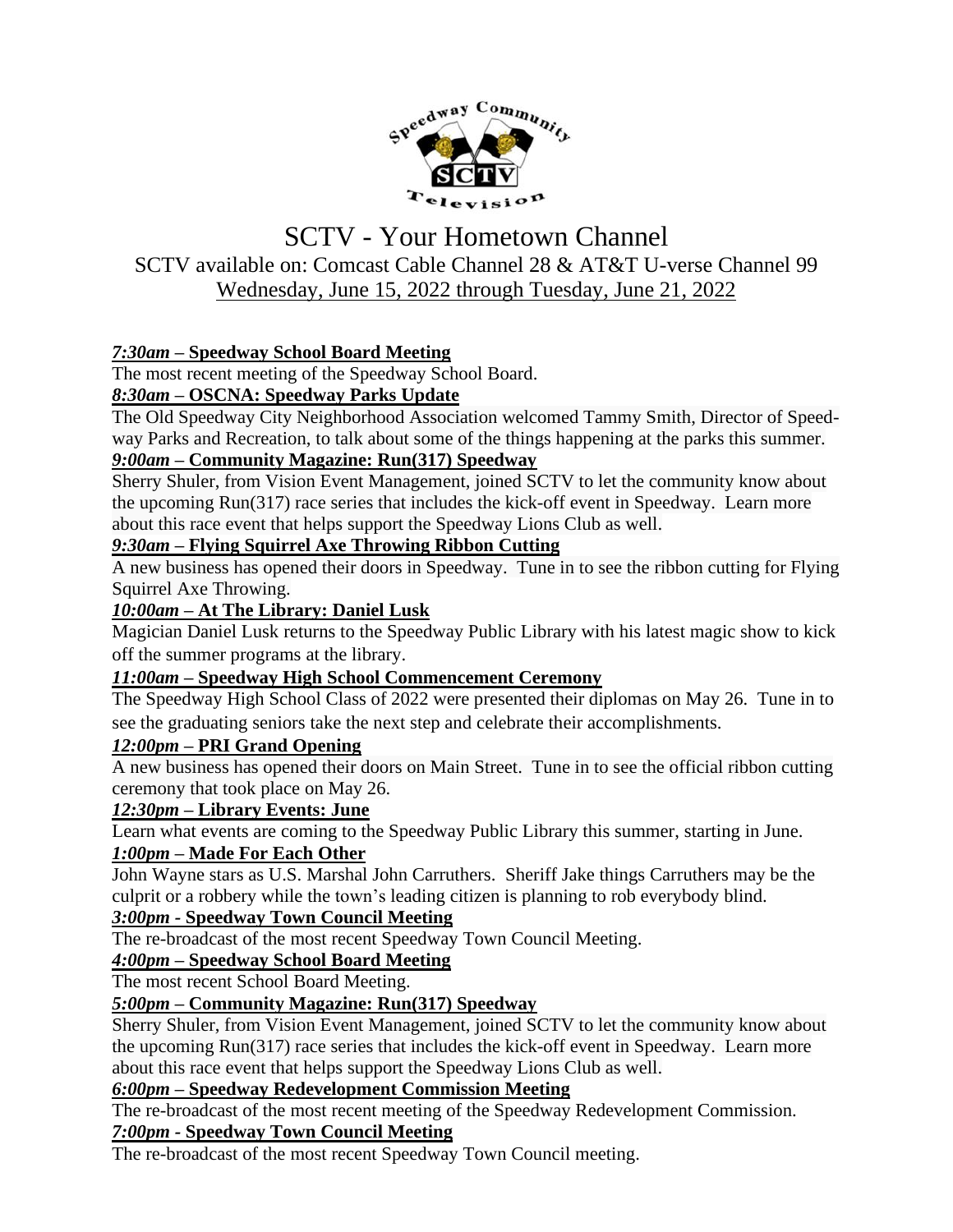# SCTV - Your Hometown Channel

SCTV available on: Comcast Cable Channel 28 & AT&T U-verse Channel 99

Wednesday, June 15, 2022 through Tuesday, June 21, 2022

***7:30am* – Speedway School Board Meeting**

The most recent meeting of the Speedway School Board.

***8:30am* – OSCNA: Speedway Parks Update**

The Old Speedway City Neighborhood Association welcomed Tammy Smith, Director of Speedway Parks and Recreation, to talk about some of the things happening at the parks this summer.

***9:00am* – Community Magazine: Run(317) Speedway**

Sherry Shuler, from Vision Event Management, joined SCTV to let the community know about the upcoming Run(317) race series that includes the kick-off event in Speedway. Learn more about this race event that helps support the Speedway Lions Club as well.

***9:30am* – Flying Squirrel Axe Throwing Ribbon Cutting**

A new business has opened their doors in Speedway. Tune in to see the ribbon cutting for Flying Squirrel Axe Throwing.

***10:00am* – At The Library: Daniel Lusk**

Magician Daniel Lusk returns to the Speedway Public Library with his latest magic show to kick off the summer programs at the library.

***11:00am* – Speedway High School Commencement Ceremony**

The Speedway High School Class of 2022 were presented their diplomas on May 26. Tune in to see the graduating seniors take the next step and celebrate their accomplishments.

***12:00pm* – PRI Grand Opening**

A new business has opened their doors on Main Street. Tune in to see the official ribbon cutting ceremony that took place on May 26.

***12:30pm* – Library Events: June**

Learn what events are coming to the Speedway Public Library this summer, starting in June.

***1:00pm* – Made For Each Other**

John Wayne stars as U.S. Marshal John Carruthers. Sheriff Jake things Carruthers may be the culprit or a robbery while the town's leading citizen is planning to rob everybody blind.

***3:00pm* - Speedway Town Council Meeting**

The re-broadcast of the most recent Speedway Town Council Meeting.

***4:00pm* – Speedway School Board Meeting**

The most recent School Board Meeting.

***5:00pm* – Community Magazine: Run(317) Speedway**

Sherry Shuler, from Vision Event Management, joined SCTV to let the community know about the upcoming Run(317) race series that includes the kick-off event in Speedway. Learn more about this race event that helps support the Speedway Lions Club as well.

***6:00pm* – Speedway Redevelopment Commission Meeting**

The re-broadcast of the most recent meeting of the Speedway Redevelopment Commission.

***7:00pm* - Speedway Town Council Meeting**

The re-broadcast of the most recent Speedway Town Council meeting.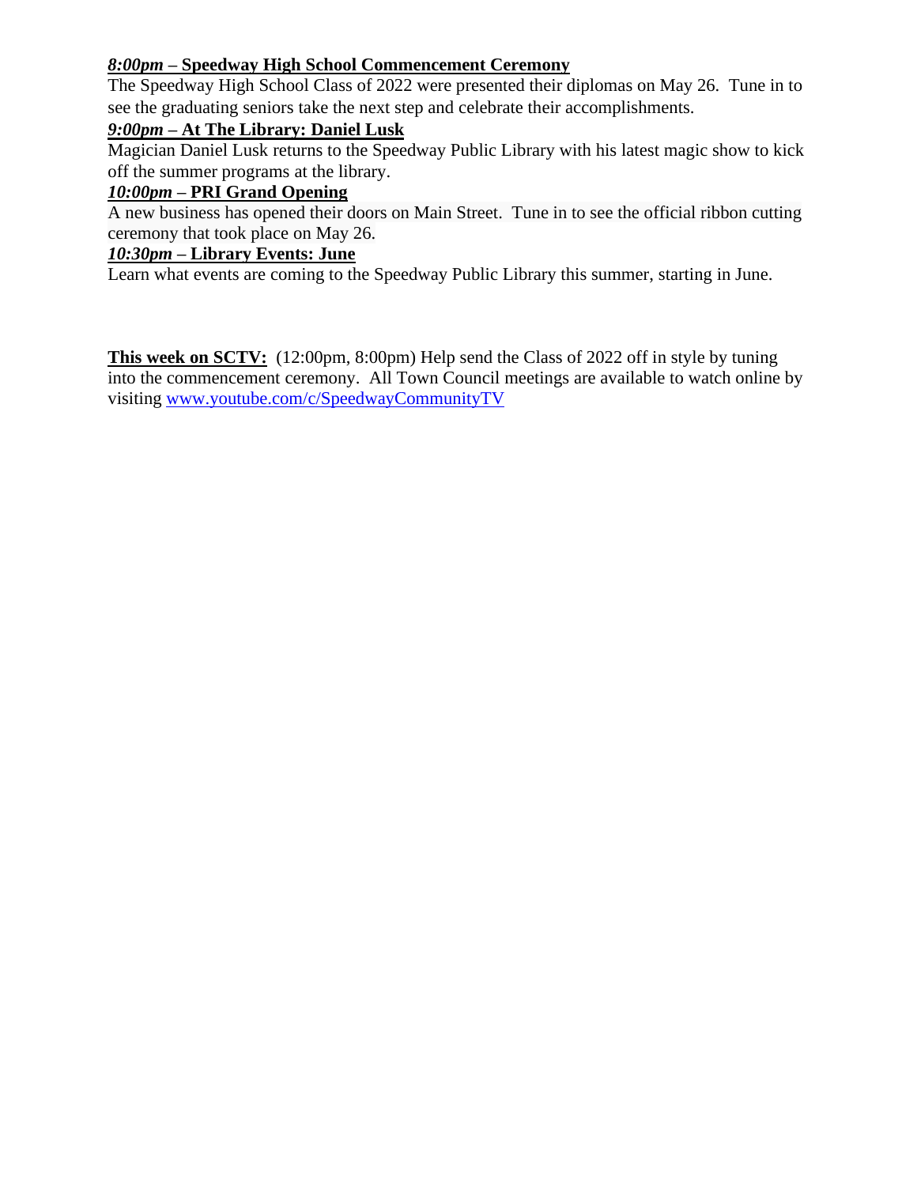***8:00pm*** **– Speedway High School Commencement Ceremony**

The Speedway High School Class of 2022 were presented their diplomas on May 26. Tune in to see the graduating seniors take the next step and celebrate their accomplishments.

***9:00pm*** **– At The Library: Daniel Lusk**

Magician Daniel Lusk returns to the Speedway Public Library with his latest magic show to kick off the summer programs at the library.

***10:00pm*** **– PRI Grand Opening**

A new business has opened their doors on Main Street. Tune in to see the official ribbon cutting ceremony that took place on May 26.

***10:30pm*** **– Library Events: June**

Learn what events are coming to the Speedway Public Library this summer, starting in June.

**This week on SCTV:** (12:00pm, 8:00pm) Help send the Class of 2022 off in style by tuning into the commencement ceremony. All Town Council meetings are available to watch online by visiting [www.youtube.com/c/SpeedwayCommunityTV](http://www.youtube.com/c/SpeedwayCommunityTV)